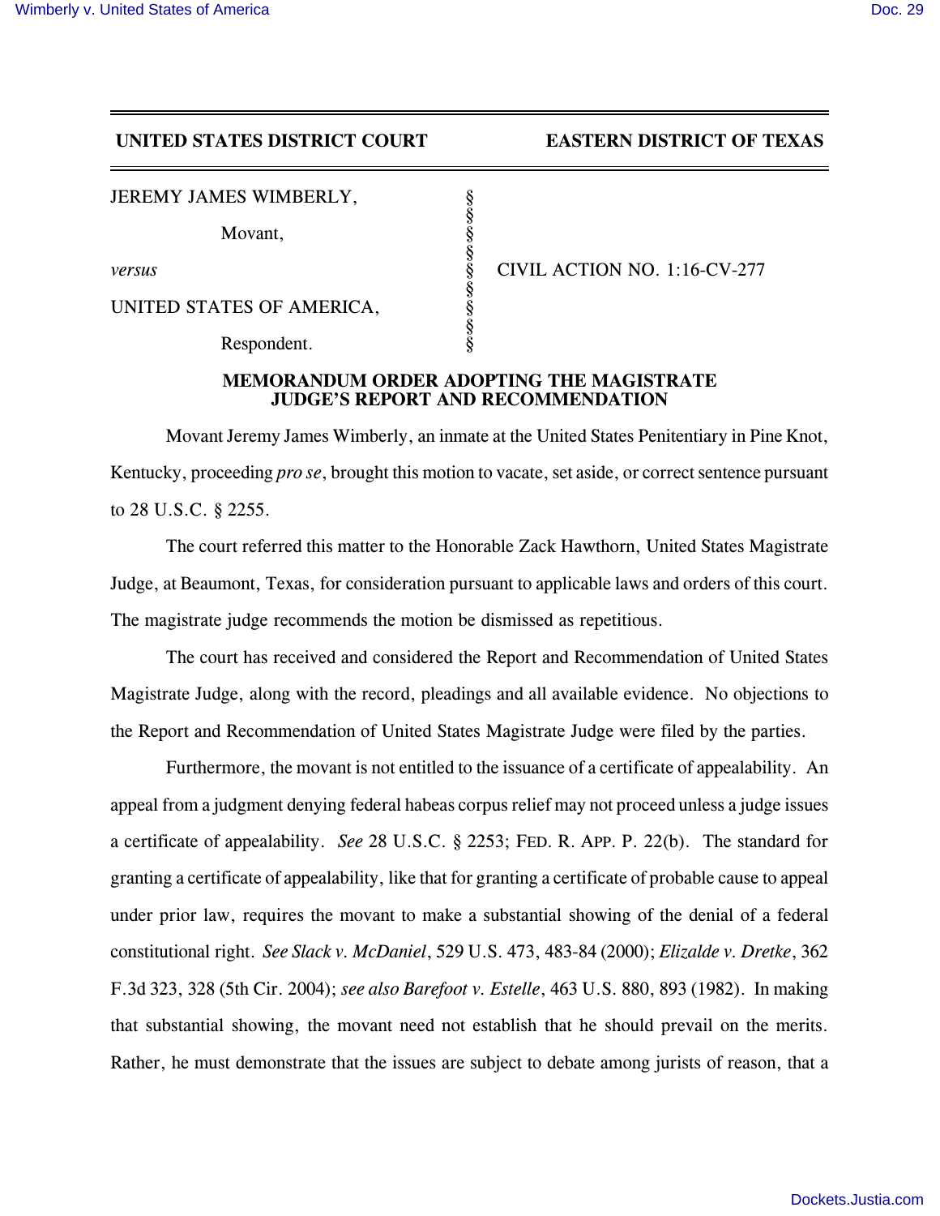**UNITED STATES DISTRICT COURT EASTERN DISTRICT OF TEXAS**

| | | |
|---|---|---|
| JEREMY JAMES WIMBERLY, | § | |
| Movant, | § | |
| *versus* | § | CIVIL ACTION NO. 1:16-CV-277 |
| UNITED STATES OF AMERICA, | § | |
| Respondent. | § | |

**MEMORANDUM ORDER ADOPTING THE MAGISTRATE JUDGE'S REPORT AND RECOMMENDATION**

Movant Jeremy James Wimberly, an inmate at the United States Penitentiary in Pine Knot, Kentucky, proceeding *pro se*, brought this motion to vacate, set aside, or correct sentence pursuant to 28 U.S.C. § 2255.

The court referred this matter to the Honorable Zack Hawthorn, United States Magistrate Judge, at Beaumont, Texas, for consideration pursuant to applicable laws and orders of this court. The magistrate judge recommends the motion be dismissed as repetitious.

The court has received and considered the Report and Recommendation of United States Magistrate Judge, along with the record, pleadings and all available evidence. No objections to the Report and Recommendation of United States Magistrate Judge were filed by the parties.

Furthermore, the movant is not entitled to the issuance of a certificate of appealability. An appeal from a judgment denying federal habeas corpus relief may not proceed unless a judge issues a certificate of appealability. *See* 28 U.S.C. § 2253; FED. R. APP. P. 22(b). The standard for granting a certificate of appealability, like that for granting a certificate of probable cause to appeal under prior law, requires the movant to make a substantial showing of the denial of a federal constitutional right. *See Slack v. McDaniel*, 529 U.S. 473, 483-84 (2000); *Elizalde v. Dretke*, 362 F.3d 323, 328 (5th Cir. 2004); *see also Barefoot v. Estelle*, 463 U.S. 880, 893 (1982). In making that substantial showing, the movant need not establish that he should prevail on the merits. Rather, he must demonstrate that the issues are subject to debate among jurists of reason, that a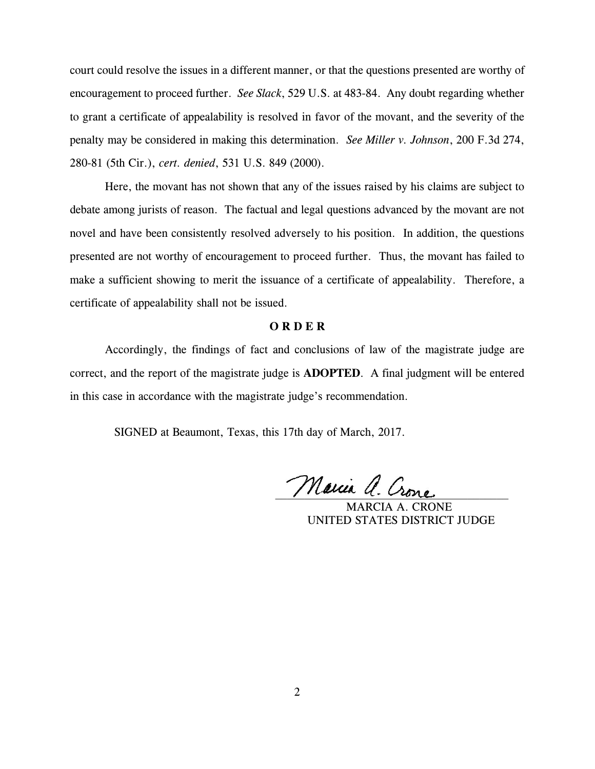court could resolve the issues in a different manner, or that the questions presented are worthy of encouragement to proceed further. *See Slack*, 529 U.S. at 483-84. Any doubt regarding whether to grant a certificate of appealability is resolved in favor of the movant, and the severity of the penalty may be considered in making this determination. *See Miller v. Johnson*, 200 F.3d 274, 280-81 (5th Cir.), *cert. denied*, 531 U.S. 849 (2000).

Here, the movant has not shown that any of the issues raised by his claims are subject to debate among jurists of reason. The factual and legal questions advanced by the movant are not novel and have been consistently resolved adversely to his position. In addition, the questions presented are not worthy of encouragement to proceed further. Thus, the movant has failed to make a sufficient showing to merit the issuance of a certificate of appealability. Therefore, a certificate of appealability shall not be issued.

**O R D E R**

Accordingly, the findings of fact and conclusions of law of the magistrate judge are correct, and the report of the magistrate judge is **ADOPTED**. A final judgment will be entered in this case in accordance with the magistrate judge's recommendation.

SIGNED at Beaumont, Texas, this 17th day of March, 2017.

Marcia A. Crone

MARCIA A. CRONE
UNITED STATES DISTRICT JUDGE